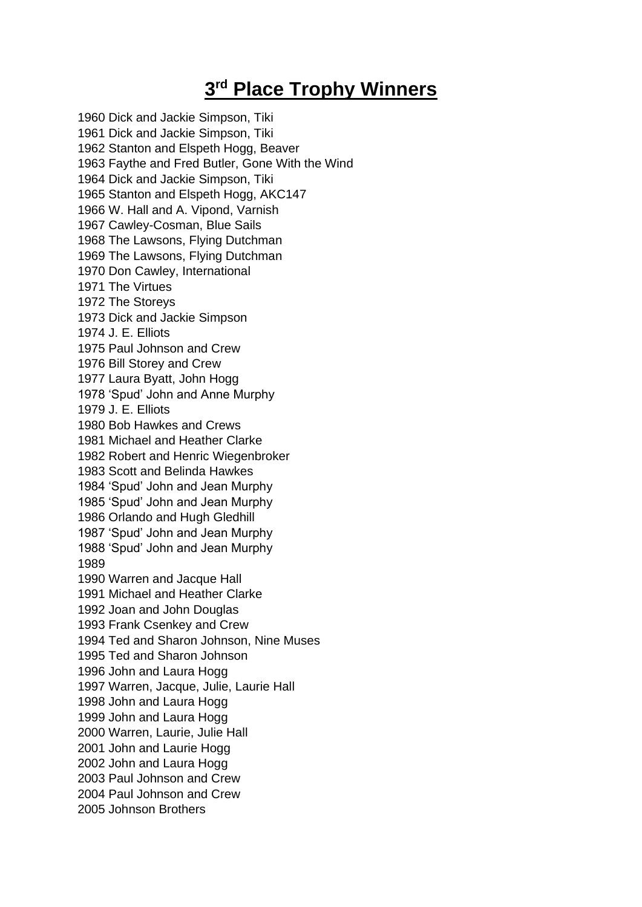# 3rd Place Trophy Winners

1960 Dick and Jackie Simpson, Tiki
1961 Dick and Jackie Simpson, Tiki
1962 Stanton and Elspeth Hogg, Beaver
1963 Faythe and Fred Butler, Gone With the Wind
1964 Dick and Jackie Simpson, Tiki
1965 Stanton and Elspeth Hogg, AKC147
1966 W. Hall and A. Vipond, Varnish
1967 Cawley-Cosman, Blue Sails
1968 The Lawsons, Flying Dutchman
1969 The Lawsons, Flying Dutchman
1970 Don Cawley, International
1971 The Virtues
1972 The Storeys
1973 Dick and Jackie Simpson
1974 J. E. Elliots
1975 Paul Johnson and Crew
1976 Bill Storey and Crew
1977 Laura Byatt, John Hogg
1978 'Spud' John and Anne Murphy
1979 J. E. Elliots
1980 Bob Hawkes and Crews
1981 Michael and Heather Clarke
1982 Robert and Henric Wiegenbroker
1983 Scott and Belinda Hawkes
1984 'Spud' John and Jean Murphy
1985 'Spud' John and Jean Murphy
1986 Orlando and Hugh Gledhill
1987 'Spud' John and Jean Murphy
1988 'Spud' John and Jean Murphy
1989
1990 Warren and Jacque Hall
1991 Michael and Heather Clarke
1992 Joan and John Douglas
1993 Frank Csenkey and Crew
1994 Ted and Sharon Johnson, Nine Muses
1995 Ted and Sharon Johnson
1996 John and Laura Hogg
1997 Warren, Jacque, Julie, Laurie Hall
1998 John and Laura Hogg
1999 John and Laura Hogg
2000 Warren, Laurie, Julie Hall
2001 John and Laurie Hogg
2002 John and Laura Hogg
2003 Paul Johnson and Crew
2004 Paul Johnson and Crew
2005 Johnson Brothers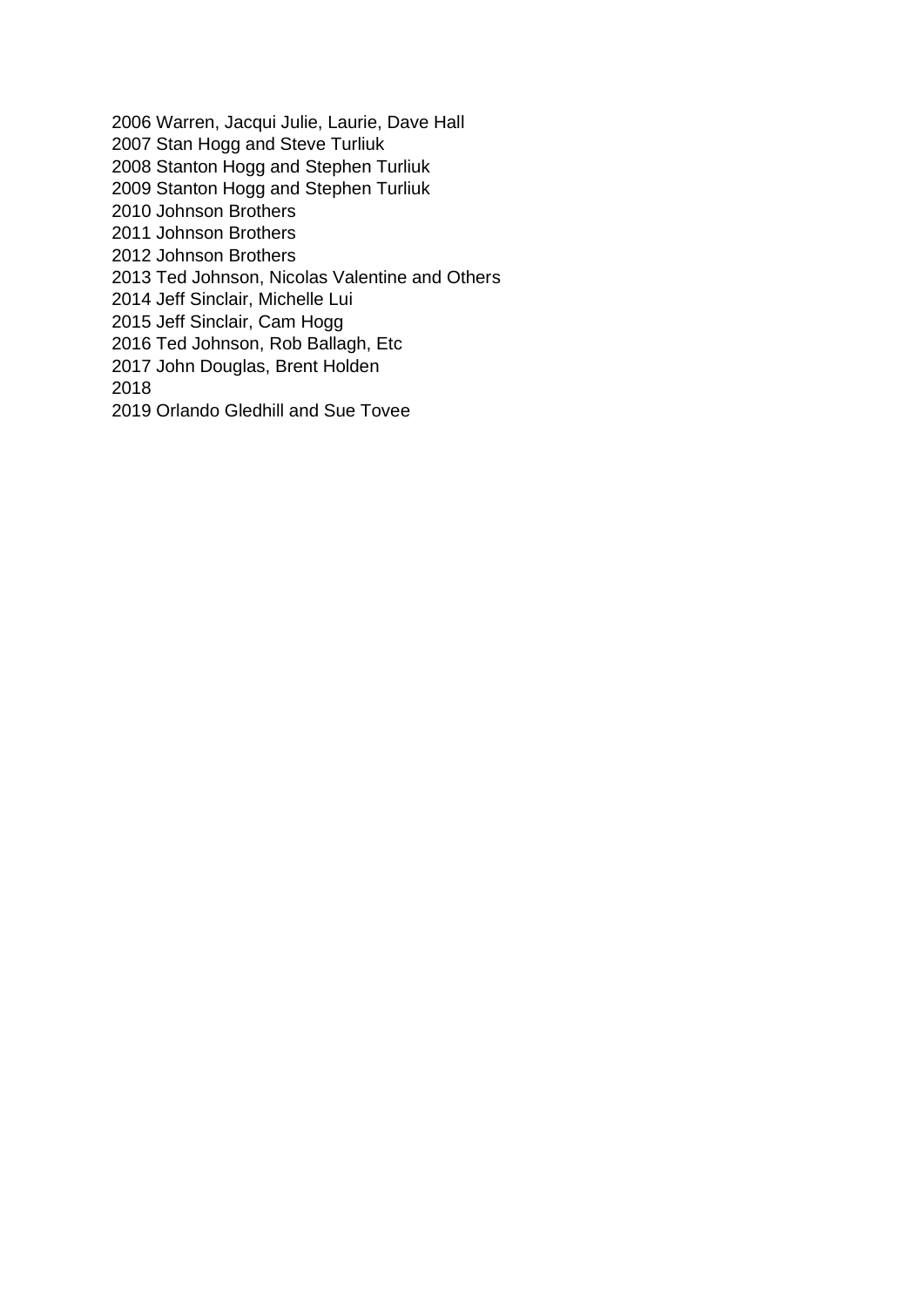2006 Warren, Jacqui Julie, Laurie, Dave Hall
2007 Stan Hogg and Steve Turliuk
2008 Stanton Hogg and Stephen Turliuk
2009 Stanton Hogg and Stephen Turliuk
2010 Johnson Brothers
2011 Johnson Brothers
2012 Johnson Brothers
2013 Ted Johnson, Nicolas Valentine and Others
2014 Jeff Sinclair, Michelle Lui
2015 Jeff Sinclair, Cam Hogg
2016 Ted Johnson, Rob Ballagh, Etc
2017 John Douglas, Brent Holden
2018
2019 Orlando Gledhill and Sue Tovee